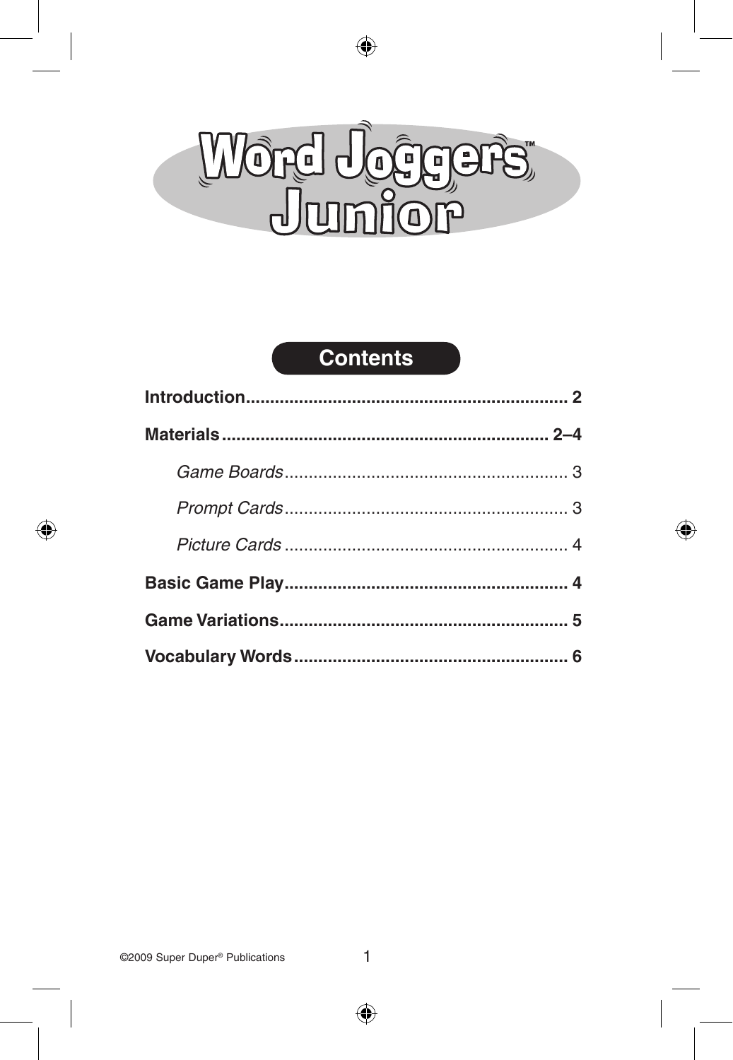# Word Joggers™ Junior

## Contents

**Introduction** .................................................................. **2**

**Materials** .................................................................. **2–4**

- *Game Boards* .......................................................... 3
- *Prompt Cards* .......................................................... 3
- *Picture Cards* .......................................................... 4

**Basic Game Play** .......................................................... **4**

**Game Variations** .......................................................... **5**

**Vocabulary Words** ........................................................ **6**

©2009 Super Duper® Publications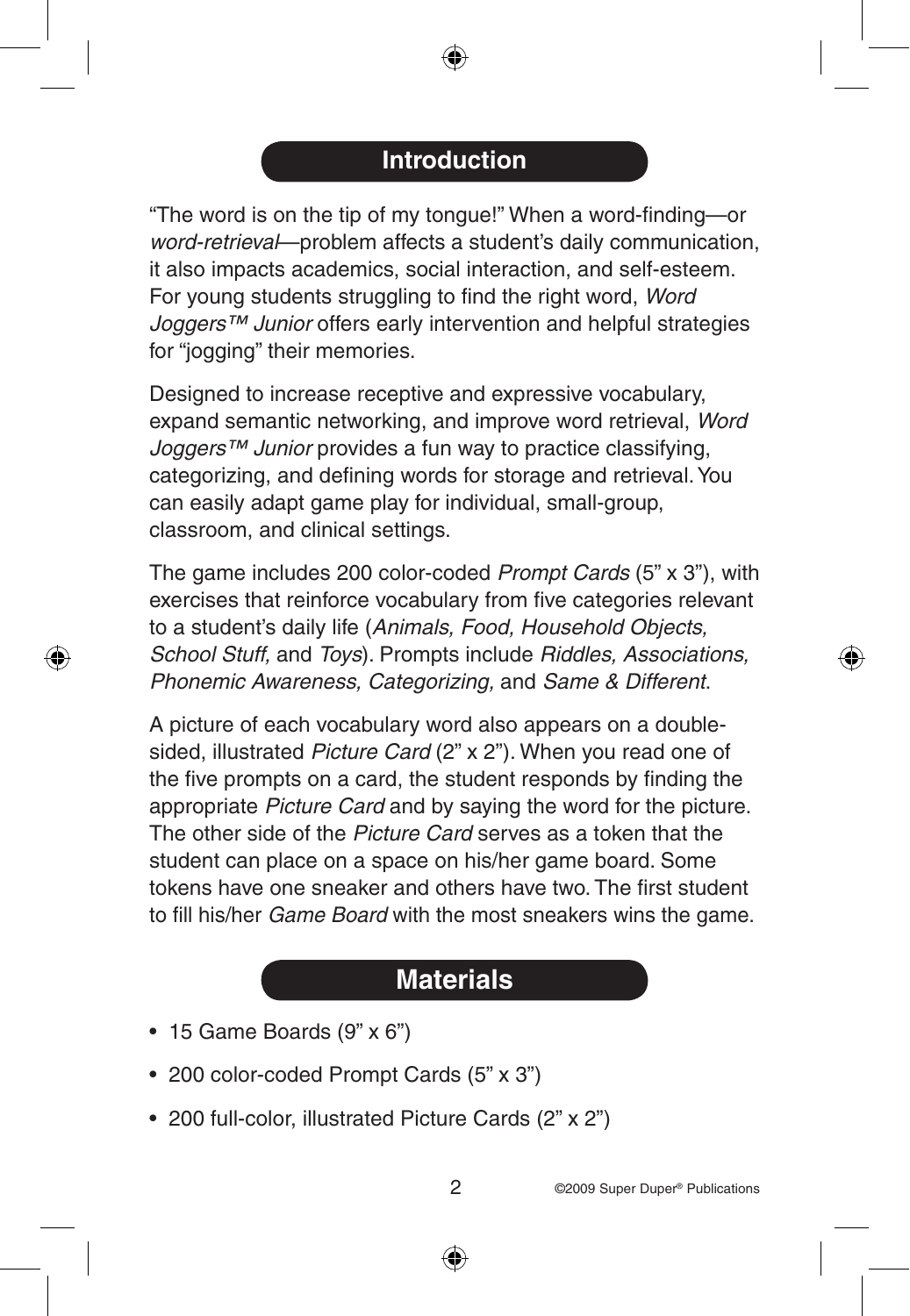## Introduction

"The word is on the tip of my tongue!" When a word-finding—or *word-retrieval*—problem affects a student's daily communication, it also impacts academics, social interaction, and self-esteem. For young students struggling to find the right word, *Word Joggers™ Junior* offers early intervention and helpful strategies for "jogging" their memories.

Designed to increase receptive and expressive vocabulary, expand semantic networking, and improve word retrieval, *Word Joggers™ Junior* provides a fun way to practice classifying, categorizing, and defining words for storage and retrieval. You can easily adapt game play for individual, small-group, classroom, and clinical settings.

The game includes 200 color-coded *Prompt Cards* (5" x 3"), with exercises that reinforce vocabulary from five categories relevant to a student's daily life (*Animals, Food, Household Objects, School Stuff,* and *Toys*). Prompts include *Riddles, Associations, Phonemic Awareness, Categorizing,* and *Same & Different*.

A picture of each vocabulary word also appears on a double-sided, illustrated *Picture Card* (2" x 2"). When you read one of the five prompts on a card, the student responds by finding the appropriate *Picture Card* and by saying the word for the picture. The other side of the *Picture Card* serves as a token that the student can place on a space on his/her game board. Some tokens have one sneaker and others have two. The first student to fill his/her *Game Board* with the most sneakers wins the game.

## Materials

- 15 Game Boards (9" x 6")
- 200 color-coded Prompt Cards (5" x 3")
- 200 full-color, illustrated Picture Cards (2" x 2")

©2009 Super Duper® Publications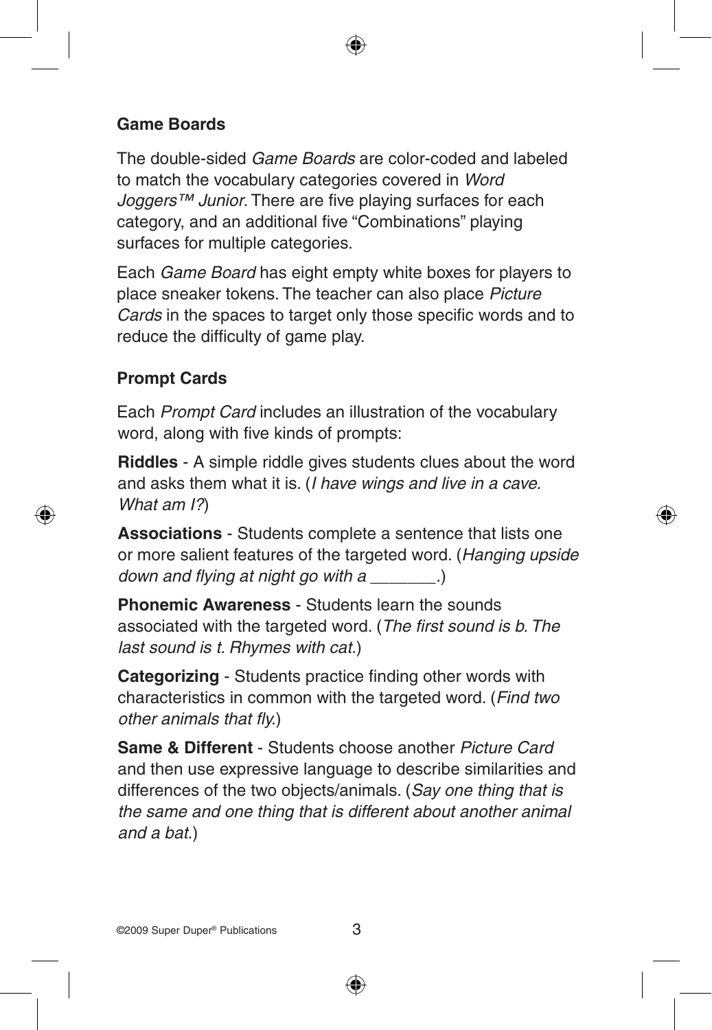### Game Boards

The double-sided *Game Boards* are color-coded and labeled to match the vocabulary categories covered in *Word Joggers™ Junior*. There are five playing surfaces for each category, and an additional five "Combinations" playing surfaces for multiple categories.

Each *Game Board* has eight empty white boxes for players to place sneaker tokens. The teacher can also place *Picture Cards* in the spaces to target only those specific words and to reduce the difficulty of game play.

### Prompt Cards

Each *Prompt Card* includes an illustration of the vocabulary word, along with five kinds of prompts:

**Riddles** - A simple riddle gives students clues about the word and asks them what it is. (*I have wings and live in a cave. What am I?*)

**Associations** - Students complete a sentence that lists one or more salient features of the targeted word. (*Hanging upside down and flying at night go with a _______.*)

**Phonemic Awareness** - Students learn the sounds associated with the targeted word. (*The first sound is b. The last sound is t. Rhymes with cat.*)

**Categorizing** - Students practice finding other words with characteristics in common with the targeted word. (*Find two other animals that fly.*)

**Same & Different** - Students choose another *Picture Card* and then use expressive language to describe similarities and differences of the two objects/animals. (*Say one thing that is the same and one thing that is different about another animal and a bat.*)

©2009 Super Duper® Publications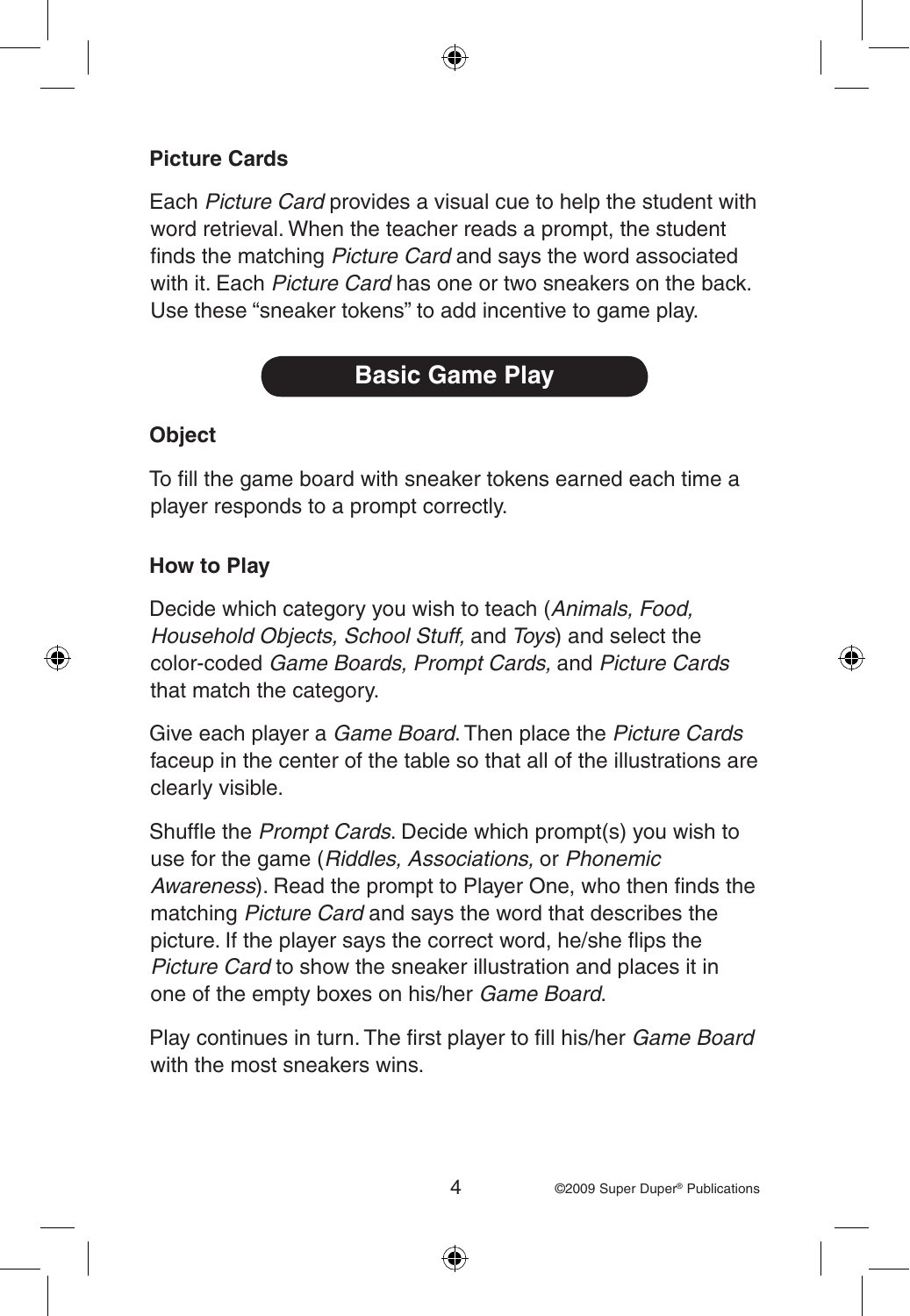### Picture Cards

Each *Picture Card* provides a visual cue to help the student with word retrieval. When the teacher reads a prompt, the student finds the matching *Picture Card* and says the word associated with it. Each *Picture Card* has one or two sneakers on the back. Use these "sneaker tokens" to add incentive to game play.

## Basic Game Play

### Object

To fill the game board with sneaker tokens earned each time a player responds to a prompt correctly.

### How to Play

Decide which category you wish to teach (*Animals, Food, Household Objects, School Stuff,* and *Toys*) and select the color-coded *Game Boards, Prompt Cards,* and *Picture Cards* that match the category.

Give each player a *Game Board*. Then place the *Picture Cards* faceup in the center of the table so that all of the illustrations are clearly visible.

Shuffle the *Prompt Cards*. Decide which prompt(s) you wish to use for the game (*Riddles, Associations,* or *Phonemic Awareness*). Read the prompt to Player One, who then finds the matching *Picture Card* and says the word that describes the picture. If the player says the correct word, he/she flips the *Picture Card* to show the sneaker illustration and places it in one of the empty boxes on his/her *Game Board*.

Play continues in turn. The first player to fill his/her *Game Board* with the most sneakers wins.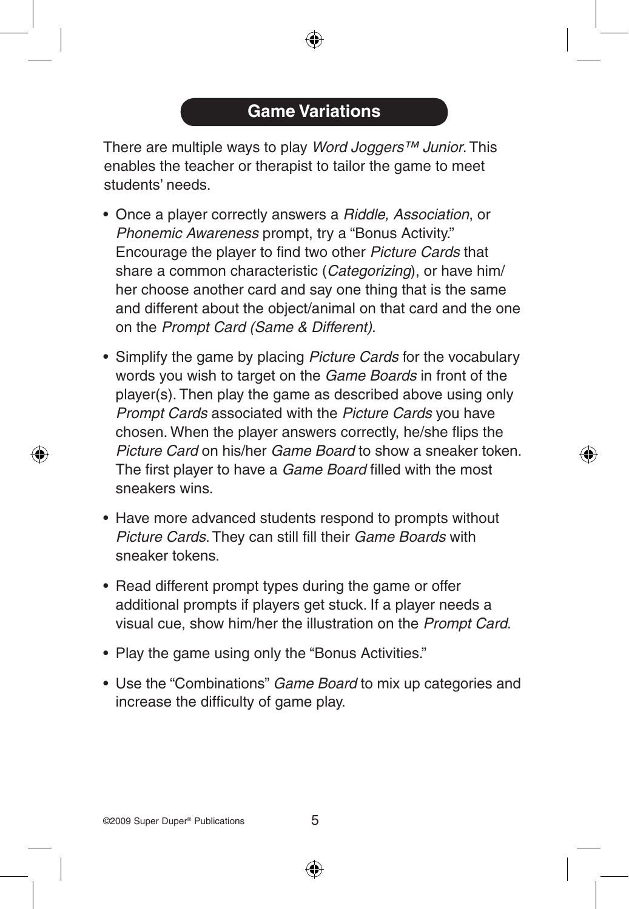## Game Variations

There are multiple ways to play *Word Joggers™ Junior*. This enables the teacher or therapist to tailor the game to meet students' needs.

- Once a player correctly answers a *Riddle, Association*, or *Phonemic Awareness* prompt, try a "Bonus Activity." Encourage the player to find two other *Picture Cards* that share a common characteristic (*Categorizing*), or have him/her choose another card and say one thing that is the same and different about the object/animal on that card and the one on the *Prompt Card (Same & Different)*.
- Simplify the game by placing *Picture Cards* for the vocabulary words you wish to target on the *Game Boards* in front of the player(s). Then play the game as described above using only *Prompt Cards* associated with the *Picture Cards* you have chosen. When the player answers correctly, he/she flips the *Picture Card* on his/her *Game Board* to show a sneaker token. The first player to have a *Game Board* filled with the most sneakers wins.
- Have more advanced students respond to prompts without *Picture Cards*. They can still fill their *Game Boards* with sneaker tokens.
- Read different prompt types during the game or offer additional prompts if players get stuck. If a player needs a visual cue, show him/her the illustration on the *Prompt Card*.
- Play the game using only the "Bonus Activities."
- Use the "Combinations" *Game Board* to mix up categories and increase the difficulty of game play.

©2009 Super Duper® Publications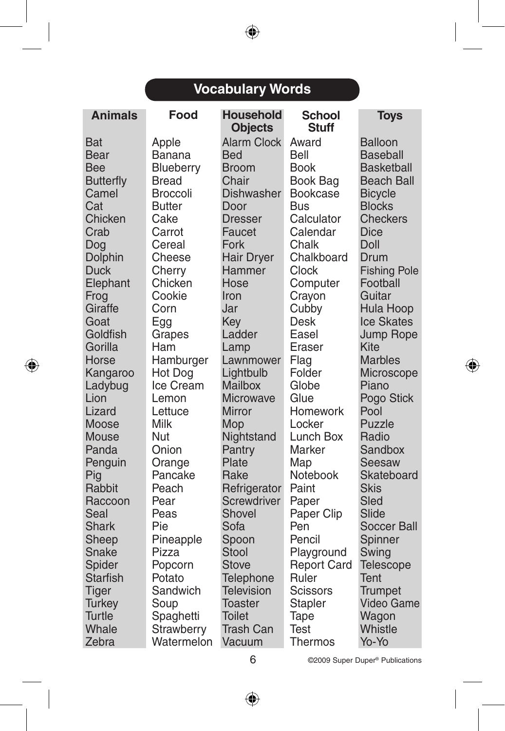## Vocabulary Words

| Animals | Food | Household Objects | School Stuff | Toys |
| --- | --- | --- | --- | --- |
| Bat | Apple | Alarm Clock | Award | Balloon |
| Bear | Banana | Bed | Bell | Baseball |
| Bee | Blueberry | Broom | Book | Basketball |
| Butterfly | Bread | Chair | Book Bag | Beach Ball |
| Camel | Broccoli | Dishwasher | Bookcase | Bicycle |
| Cat | Butter | Door | Bus | Blocks |
| Chicken | Cake | Dresser | Calculator | Checkers |
| Crab | Carrot | Faucet | Calendar | Dice |
| Dog | Cereal | Fork | Chalk | Doll |
| Dolphin | Cheese | Hair Dryer | Chalkboard | Drum |
| Duck | Cherry | Hammer | Clock | Fishing Pole |
| Elephant | Chicken | Hose | Computer | Football |
| Frog | Cookie | Iron | Crayon | Guitar |
| Giraffe | Corn | Jar | Cubby | Hula Hoop |
| Goat | Egg | Key | Desk | Ice Skates |
| Goldfish | Grapes | Ladder | Easel | Jump Rope |
| Gorilla | Ham | Lamp | Eraser | Kite |
| Horse | Hamburger | Lawnmower | Flag | Marbles |
| Kangaroo | Hot Dog | Lightbulb | Folder | Microscope |
| Ladybug | Ice Cream | Mailbox | Globe | Piano |
| Lion | Lemon | Microwave | Glue | Pogo Stick |
| Lizard | Lettuce | Mirror | Homework | Pool |
| Moose | Milk | Mop | Locker | Puzzle |
| Mouse | Nut | Nightstand | Lunch Box | Radio |
| Panda | Onion | Pantry | Marker | Sandbox |
| Penguin | Orange | Plate | Map | Seesaw |
| Pig | Pancake | Rake | Notebook | Skateboard |
| Rabbit | Peach | Refrigerator | Paint | Skis |
| Raccoon | Pear | Screwdriver | Paper | Sled |
| Seal | Peas | Shovel | Paper Clip | Slide |
| Shark | Pie | Sofa | Pen | Soccer Ball |
| Sheep | Pineapple | Spoon | Pencil | Spinner |
| Snake | Pizza | Stool | Playground | Swing |
| Spider | Popcorn | Stove | Report Card | Telescope |
| Starfish | Potato | Telephone | Ruler | Tent |
| Tiger | Sandwich | Television | Scissors | Trumpet |
| Turkey | Soup | Toaster | Stapler | Video Game |
| Turtle | Spaghetti | Toilet | Tape | Wagon |
| Whale | Strawberry | Trash Can | Test | Whistle |
| Zebra | Watermelon | Vacuum | Thermos | Yo-Yo |

©2009 Super Duper® Publications